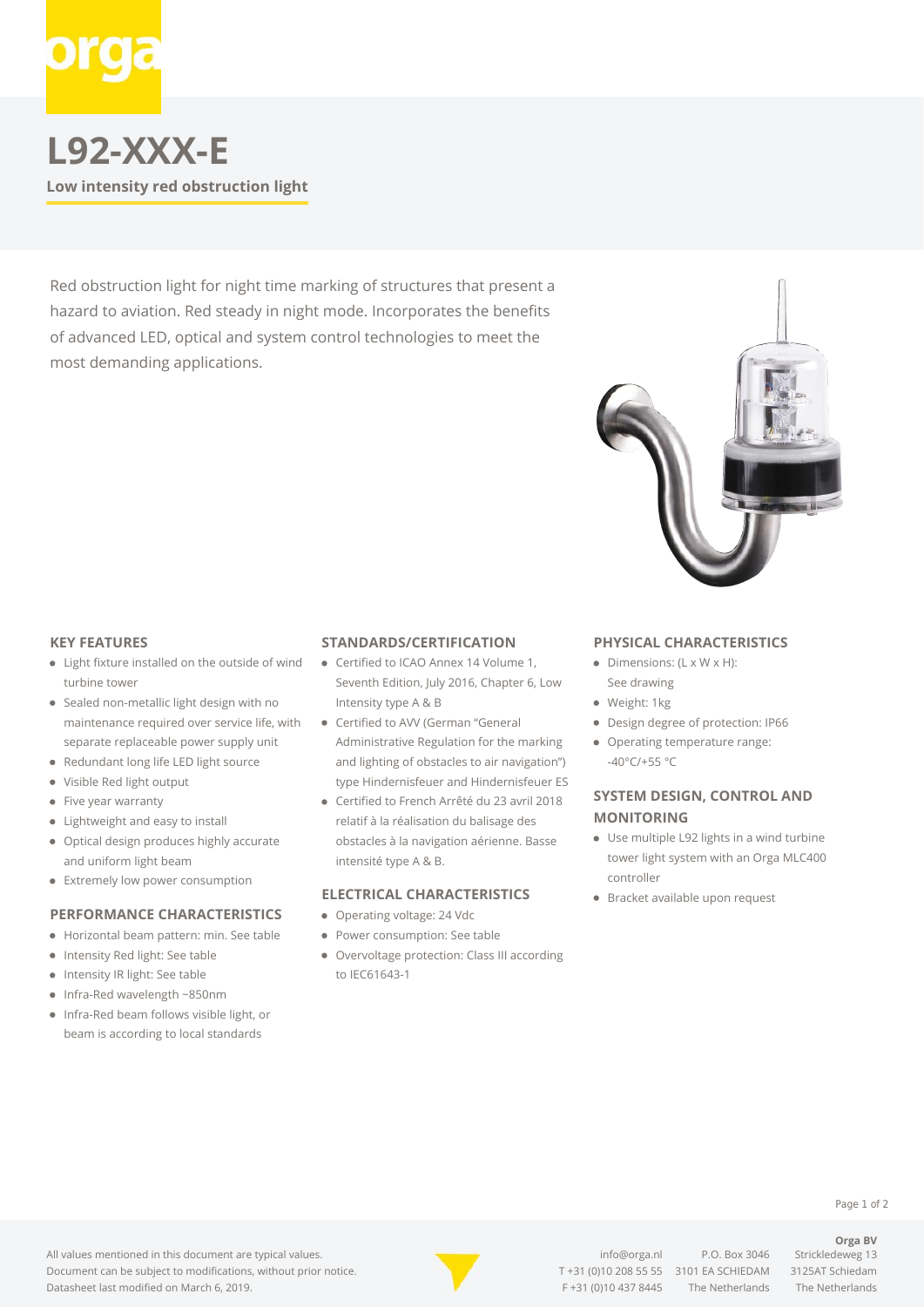# L92-XXX-E

**Low intensity red obstruction light**

Red obstruction light for night time marking of structures that present a hazard to aviation. Red steady in night mode. Incorporates the benefits of advanced LED, optical and system control technologies to meet the most demanding applications.

### KEY FEATURES

- Light fixture installed on the outside of wind turbine tower
- Sealed non-metallic light design with no maintenance required over service life, with separate replaceable power supply unit
- Redundant long life LED light source
- Visible Red light output
- Five year warranty
- Lightweight and easy to install
- Optical design produces highly accurate and uniform light beam
- Extremely low power consumption

### PERFORMANCE CHARACTERISTICS

- Horizontal beam pattern: min. See table
- Intensity Red light: See table
- Intensity IR light: See table
- Infra-Red wavelength ~850nm
- Infra-Red beam follows visible light, or beam is according to local standards

### STANDARDS/CERTIFICATION

- Certified to ICAO Annex 14 Volume 1, Seventh Edition, July 2016, Chapter 6, Low Intensity type A & B
- Certified to AVV (German "General Administrative Regulation for the marking and lighting of obstacles to air navigation") type Hindernisfeuer and Hindernisfeuer ES
- Certified to French Arrêté du 23 avril 2018 relatif à la réalisation du balisage des obstacles à la navigation aérienne. Basse intensité type A & B.

### ELECTRICAL CHARACTERISTICS

- Operating voltage: 24 Vdc
- Power consumption: See table
- Overvoltage protection: Class III according to IEC61643-1

### PHYSICAL CHARACTERISTICS

- Dimensions: (L x W x H): See drawing
- Weight: 1kg
- Design degree of protection: IP66
- Operating temperature range: -40°C/+55 °C

### SYSTEM DESIGN, CONTROL AND MONITORING

- Use multiple L92 lights in a wind turbine tower light system with an Orga MLC400 controller
- Bracket available upon request

All values mentioned in this document are typical values.
Document can be subject to modifications, without prior notice.
Datasheet last modified on March 6, 2019.

info@orga.nl
T +31 (0)10 208 55 55
F +31 (0)10 437 8445

P.O. Box 3046
3101 EA SCHIEDAM
The Netherlands

**Orga BV**
Strickledeweg 13
3125AT Schiedam
The Netherlands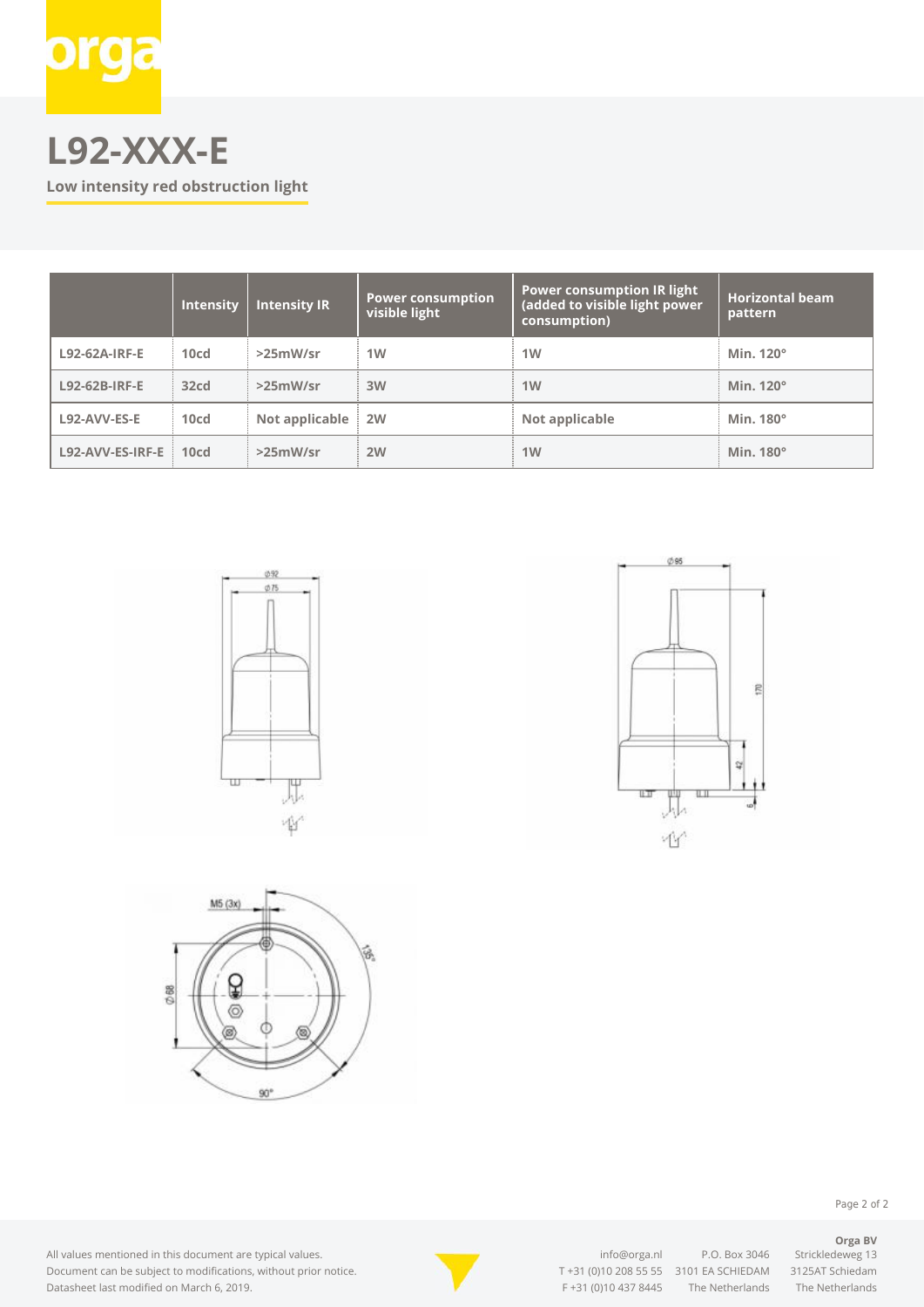# L92-XXX-E

**Low intensity red obstruction light**

| | Intensity | Intensity IR | Power consumption visible light | Power consumption IR light (added to visible light power consumption) | Horizontal beam pattern |
|---|---|---|---|---|---|
| L92-62A-IRF-E | 10cd | >25mW/sr | 1W | 1W | Min. 120° |
| L92-62B-IRF-E | 32cd | >25mW/sr | 3W | 1W | Min. 120° |
| L92-AVV-ES-E | 10cd | Not applicable | 2W | Not applicable | Min. 180° |
| L92-AVV-ES-IRF-E | 10cd | >25mW/sr | 2W | 1W | Min. 180° |

Ø92
Ø75

Ø95
170
42
6

M5 (3x)
Ø68
135°
90°

All values mentioned in this document are typical values.
Document can be subject to modifications, without prior notice.
Datasheet last modified on March 6, 2019.

info@orga.nl
T +31 (0)10 208 55 55
F +31 (0)10 437 8445

P.O. Box 3046
3101 EA SCHIEDAM
The Netherlands

**Orga BV**
Strickledeweg 13
3125AT Schiedam
The Netherlands